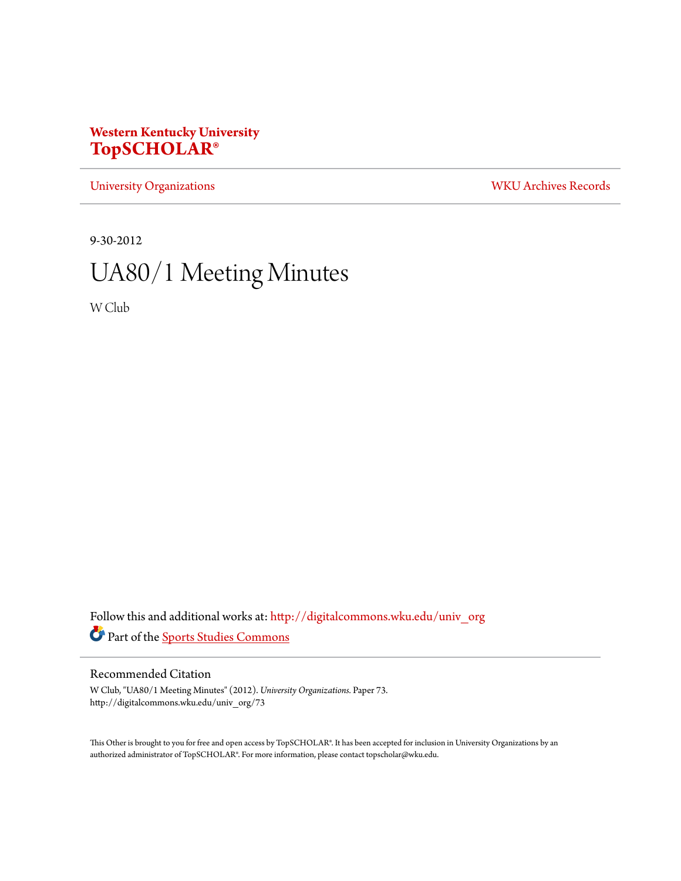**Western Kentucky University**
**TopSCHOLAR®**

University Organizations | WKU Archives Records

9-30-2012

# UA80/1 Meeting Minutes

W Club

Follow this and additional works at: http://digitalcommons.wku.edu/univ_org

Part of the Sports Studies Commons

## Recommended Citation

W Club, "UA80/1 Meeting Minutes" (2012). *University Organizations.* Paper 73.
http://digitalcommons.wku.edu/univ_org/73

This Other is brought to you for free and open access by TopSCHOLAR®. It has been accepted for inclusion in University Organizations by an authorized administrator of TopSCHOLAR®. For more information, please contact topscholar@wku.edu.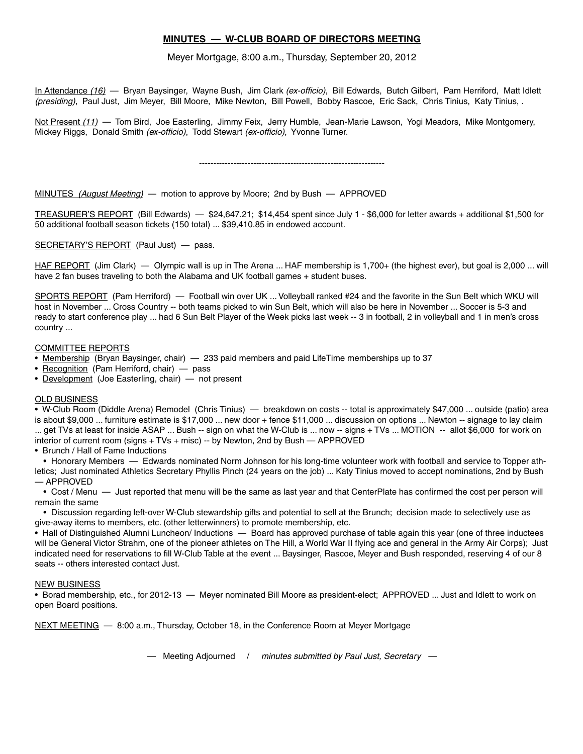# MINUTES — W-CLUB BOARD OF DIRECTORS MEETING

Meyer Mortgage, 8:00 a.m., Thursday, September 20, 2012

In Attendance *(16)* — Bryan Baysinger, Wayne Bush, Jim Clark *(ex-officio)*, Bill Edwards, Butch Gilbert, Pam Herriford, Matt Idlett *(presiding)*, Paul Just, Jim Meyer, Bill Moore, Mike Newton, Bill Powell, Bobby Rascoe, Eric Sack, Chris Tinius, Katy Tinius, .

Not Present *(11)* — Tom Bird, Joe Easterling, Jimmy Feix, Jerry Humble, Jean-Marie Lawson, Yogi Meadors, Mike Montgomery, Mickey Riggs, Donald Smith *(ex-officio)*, Todd Stewart *(ex-officio)*, Yvonne Turner.

---

MINUTES *(August Meeting)* — motion to approve by Moore; 2nd by Bush — APPROVED

TREASURER'S REPORT (Bill Edwards) — $24,647.21; $14,454 spent since July 1 - $6,000 for letter awards + additional $1,500 for 50 additional football season tickets (150 total) ... $39,410.85 in endowed account.

SECRETARY'S REPORT (Paul Just) — pass.

HAF REPORT (Jim Clark) — Olympic wall is up in The Arena ... HAF membership is 1,700+ (the highest ever), but goal is 2,000 ... will have 2 fan buses traveling to both the Alabama and UK football games + student buses.

SPORTS REPORT (Pam Herriford) — Football win over UK ... Volleyball ranked #24 and the favorite in the Sun Belt which WKU will host in November ... Cross Country -- both teams picked to win Sun Belt, which will also be here in November ... Soccer is 5-3 and ready to start conference play ... had 6 Sun Belt Player of the Week picks last week -- 3 in football, 2 in volleyball and 1 in men's cross country ...

COMMITTEE REPORTS

- Membership (Bryan Baysinger, chair) — 233 paid members and paid LifeTime memberships up to 37
- Recognition (Pam Herriford, chair) — pass
- Development (Joe Easterling, chair) — not present

OLD BUSINESS

- W-Club Room (Diddle Arena) Remodel (Chris Tinius) — breakdown on costs -- total is approximately $47,000 ... outside (patio) area is about $9,000 ... furniture estimate is $17,000 ... new door + fence $11,000 ... discussion on options ... Newton -- signage to lay claim ... get TVs at least for inside ASAP ... Bush -- sign on what the W-Club is ... now -- signs + TVs ... MOTION -- allot $6,000 for work on interior of current room (signs + TVs + misc) -- by Newton, 2nd by Bush — APPROVED
- Brunch / Hall of Fame Inductions
  - Honorary Members — Edwards nominated Norm Johnson for his long-time volunteer work with football and service to Topper athletics; Just nominated Athletics Secretary Phyllis Pinch (24 years on the job) ... Katy Tinius moved to accept nominations, 2nd by Bush — APPROVED
  - Cost / Menu — Just reported that menu will be the same as last year and that CenterPlate has confirmed the cost per person will remain the same
  - Discussion regarding left-over W-Club stewardship gifts and potential to sell at the Brunch; decision made to selectively use as give-away items to members, etc. (other letterwinners) to promote membership, etc.
- Hall of Distinguished Alumni Luncheon/ Inductions — Board has approved purchase of table again this year (one of three inductees will be General Victor Strahm, one of the pioneer athletes on The Hill, a World War II flying ace and general in the Army Air Corps); Just indicated need for reservations to fill W-Club Table at the event ... Baysinger, Rascoe, Meyer and Bush responded, reserving 4 of our 8 seats -- others interested contact Just.

NEW BUSINESS

- Borad membership, etc., for 2012-13 — Meyer nominated Bill Moore as president-elect; APPROVED ... Just and Idlett to work on open Board positions.

NEXT MEETING — 8:00 a.m., Thursday, October 18, in the Conference Room at Meyer Mortgage

— Meeting Adjourned / *minutes submitted by Paul Just, Secretary* —